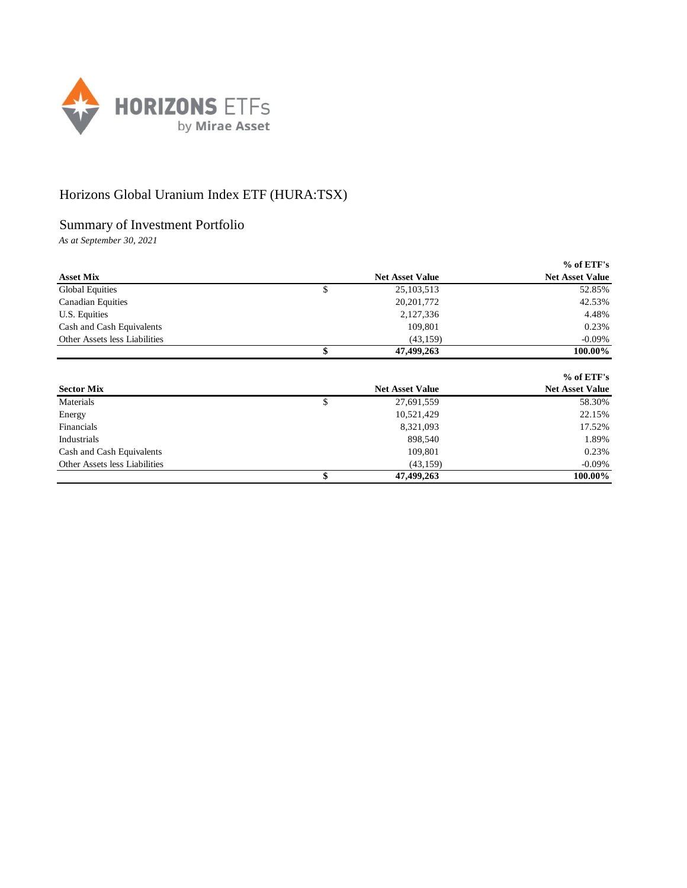HORIZONS ETFs
by Mirae Asset

# Horizons Global Uranium Index ETF (HURA:TSX)

## Summary of Investment Portfolio

*As at September 30, 2021*

| Asset Mix | | Net Asset Value | % of ETF's Net Asset Value |
|---|---|---|---|
| Global Equities | $ | 25,103,513 | 52.85% |
| Canadian Equities | | 20,201,772 | 42.53% |
| U.S. Equities | | 2,127,336 | 4.48% |
| Cash and Cash Equivalents | | 109,801 | 0.23% |
| Other Assets less Liabilities | | (43,159) | -0.09% |
| | **$** | **47,499,263** | **100.00%** |

| Sector Mix | | Net Asset Value | % of ETF's Net Asset Value |
|---|---|---|---|
| Materials | $ | 27,691,559 | 58.30% |
| Energy | | 10,521,429 | 22.15% |
| Financials | | 8,321,093 | 17.52% |
| Industrials | | 898,540 | 1.89% |
| Cash and Cash Equivalents | | 109,801 | 0.23% |
| Other Assets less Liabilities | | (43,159) | -0.09% |
| | **$** | **47,499,263** | **100.00%** |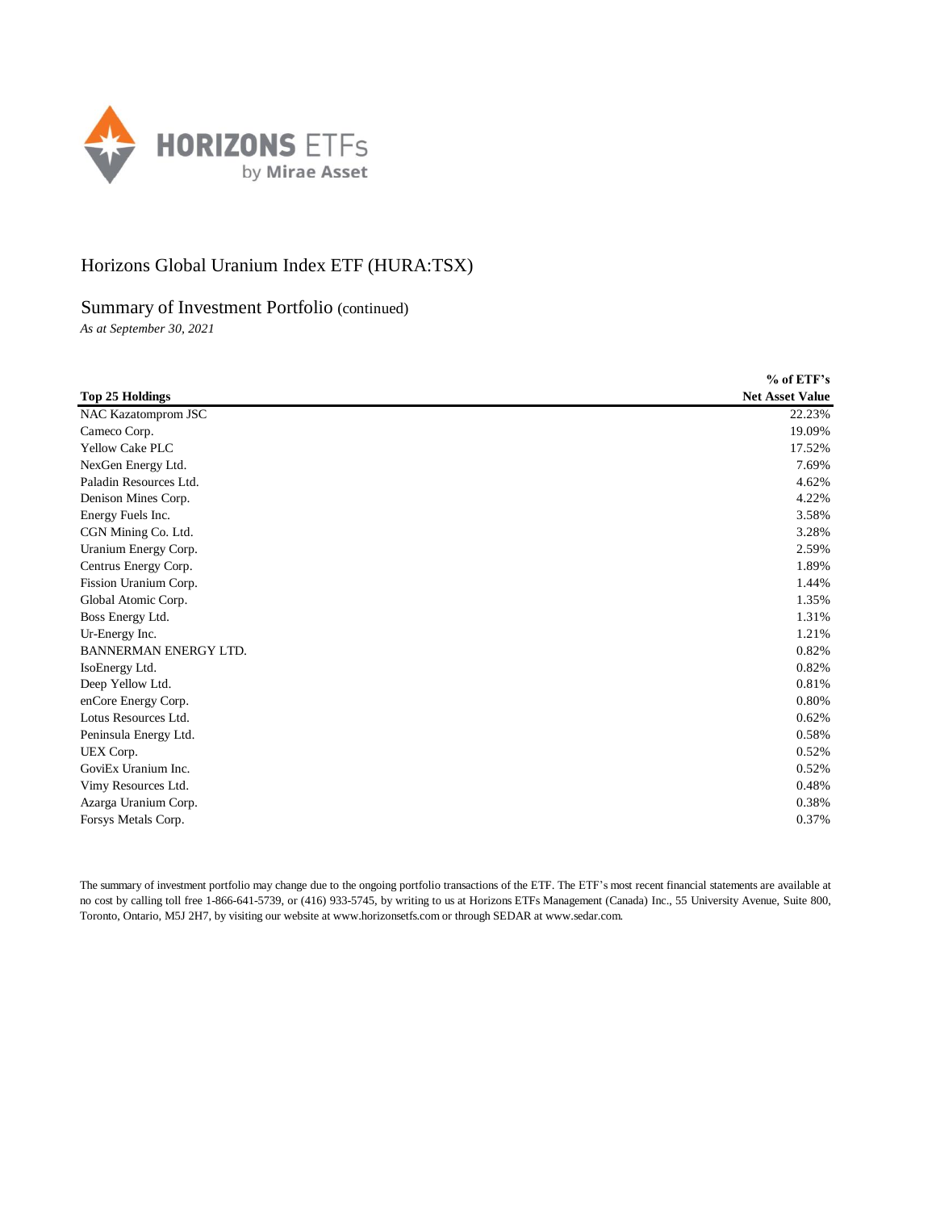# Horizons Global Uranium Index ETF (HURA:TSX)

## Summary of Investment Portfolio (continued)

*As at September 30, 2021*

| Top 25 Holdings | % of ETF's Net Asset Value |
|---|---|
| NAC Kazatomprom JSC | 22.23% |
| Cameco Corp. | 19.09% |
| Yellow Cake PLC | 17.52% |
| NexGen Energy Ltd. | 7.69% |
| Paladin Resources Ltd. | 4.62% |
| Denison Mines Corp. | 4.22% |
| Energy Fuels Inc. | 3.58% |
| CGN Mining Co. Ltd. | 3.28% |
| Uranium Energy Corp. | 2.59% |
| Centrus Energy Corp. | 1.89% |
| Fission Uranium Corp. | 1.44% |
| Global Atomic Corp. | 1.35% |
| Boss Energy Ltd. | 1.31% |
| Ur-Energy Inc. | 1.21% |
| BANNERMAN ENERGY LTD. | 0.82% |
| IsoEnergy Ltd. | 0.82% |
| Deep Yellow Ltd. | 0.81% |
| enCore Energy Corp. | 0.80% |
| Lotus Resources Ltd. | 0.62% |
| Peninsula Energy Ltd. | 0.58% |
| UEX Corp. | 0.52% |
| GoviEx Uranium Inc. | 0.52% |
| Vimy Resources Ltd. | 0.48% |
| Azarga Uranium Corp. | 0.38% |
| Forsys Metals Corp. | 0.37% |

The summary of investment portfolio may change due to the ongoing portfolio transactions of the ETF. The ETF's most recent financial statements are available at no cost by calling toll free 1-866-641-5739, or (416) 933-5745, by writing to us at Horizons ETFs Management (Canada) Inc., 55 University Avenue, Suite 800, Toronto, Ontario, M5J 2H7, by visiting our website at www.horizonsetfs.com or through SEDAR at www.sedar.com.